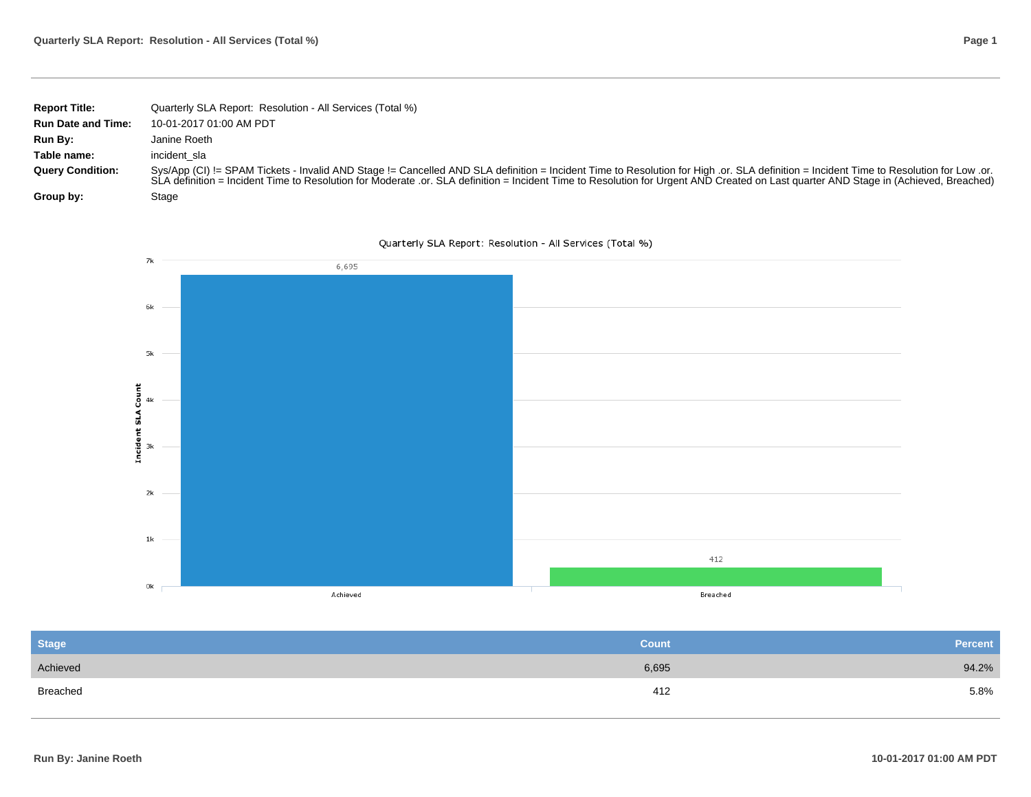**Report Title:** Quarterly SLA Report: Resolution - All Services (Total %)

**Run Date and Time:** 10-01-2017 01:00 AM PDT

**Run By:** Janine Roeth

**Table name:** incident_sla

**Query Condition:** Sys/App (CI) != SPAM Tickets - Invalid AND Stage != Cancelled AND SLA definition = Incident Time to Resolution for High .or. SLA definition = Incident Time to Resolution for Low .or. SLA definition = Incident Time to Resolution for Moderate .or. SLA definition = Incident Time to Resolution for Urgent AND Created on Last quarter AND Stage in (Achieved, Breached)

**Group by:** Stage

Quarterly SLA Report: Resolution - All Services (Total %)

| Stage | Count | Percent |
|---|---|---|
| Achieved | 6,695 | 94.2% |
| Breached | 412 | 5.8% |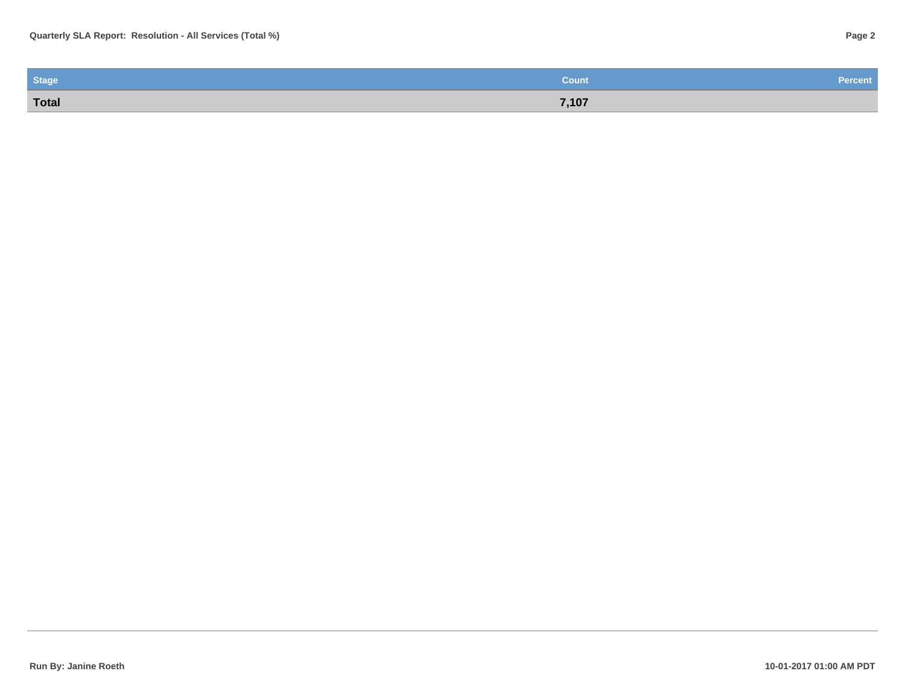| Stage | Count | Percent |
|---|---|---|
| **Total** | **7,107** | |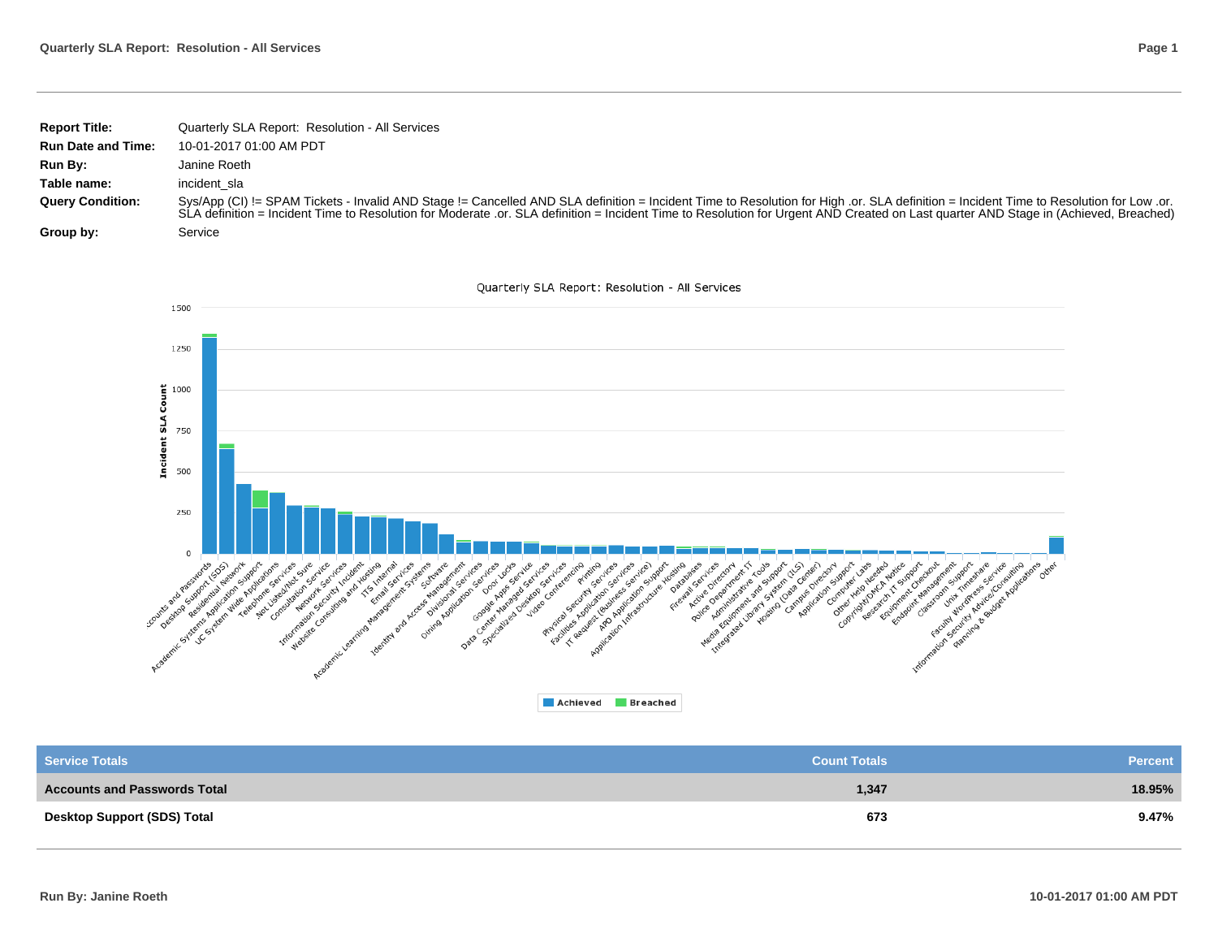| | |
|---|---|
| **Report Title:** | Quarterly SLA Report: Resolution - All Services |
| **Run Date and Time:** | 10-01-2017 01:00 AM PDT |
| **Run By:** | Janine Roeth |
| **Table name:** | incident_sla |
| **Query Condition:** | Sys/App (CI) != SPAM Tickets - Invalid AND Stage != Cancelled AND SLA definition = Incident Time to Resolution for High .or. SLA definition = Incident Time to Resolution for Low .or. SLA definition = Incident Time to Resolution for Moderate .or. SLA definition = Incident Time to Resolution for Urgent AND Created on Last quarter AND Stage in (Achieved, Breached) |
| **Group by:** | Service |

| Service Totals | Count Totals | Percent |
|---|---|---|
| **Accounts and Passwords Total** | **1,347** | **18.95%** |
| **Desktop Support (SDS) Total** | **673** | **9.47%** |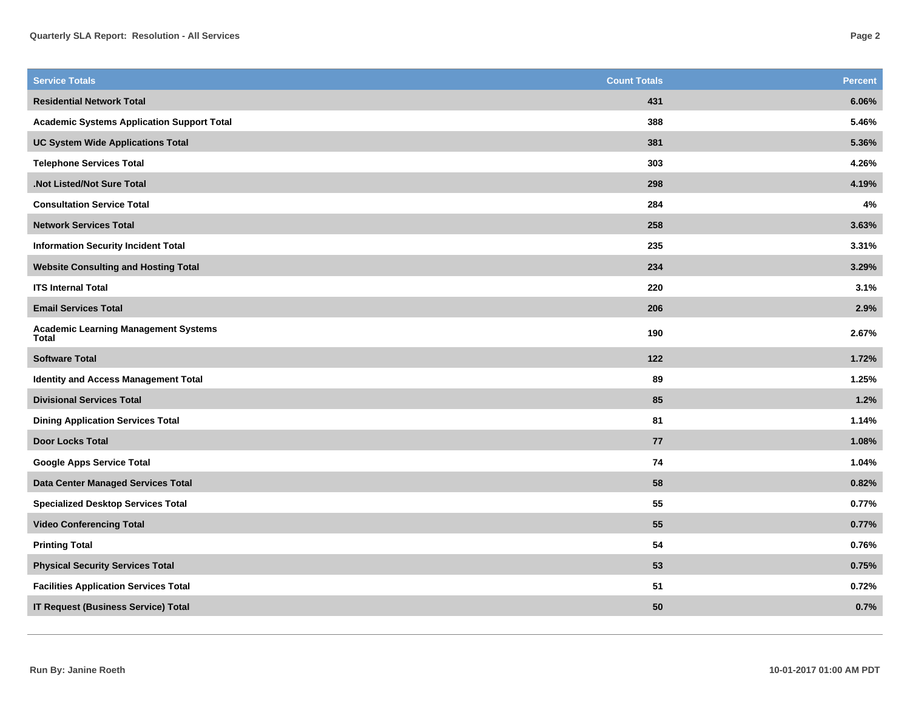| Service Totals | Count Totals | Percent |
| --- | --- | --- |
| Residential Network Total | 431 | 6.06% |
| Academic Systems Application Support Total | 388 | 5.46% |
| UC System Wide Applications Total | 381 | 5.36% |
| Telephone Services Total | 303 | 4.26% |
| .Not Listed/Not Sure Total | 298 | 4.19% |
| Consultation Service Total | 284 | 4% |
| Network Services Total | 258 | 3.63% |
| Information Security Incident Total | 235 | 3.31% |
| Website Consulting and Hosting Total | 234 | 3.29% |
| ITS Internal Total | 220 | 3.1% |
| Email Services Total | 206 | 2.9% |
| Academic Learning Management Systems Total | 190 | 2.67% |
| Software Total | 122 | 1.72% |
| Identity and Access Management Total | 89 | 1.25% |
| Divisional Services Total | 85 | 1.2% |
| Dining Application Services Total | 81 | 1.14% |
| Door Locks Total | 77 | 1.08% |
| Google Apps Service Total | 74 | 1.04% |
| Data Center Managed Services Total | 58 | 0.82% |
| Specialized Desktop Services Total | 55 | 0.77% |
| Video Conferencing Total | 55 | 0.77% |
| Printing Total | 54 | 0.76% |
| Physical Security Services Total | 53 | 0.75% |
| Facilities Application Services Total | 51 | 0.72% |
| IT Request (Business Service) Total | 50 | 0.7% |

Run By: Janine Roeth

10-01-2017 01:00 AM PDT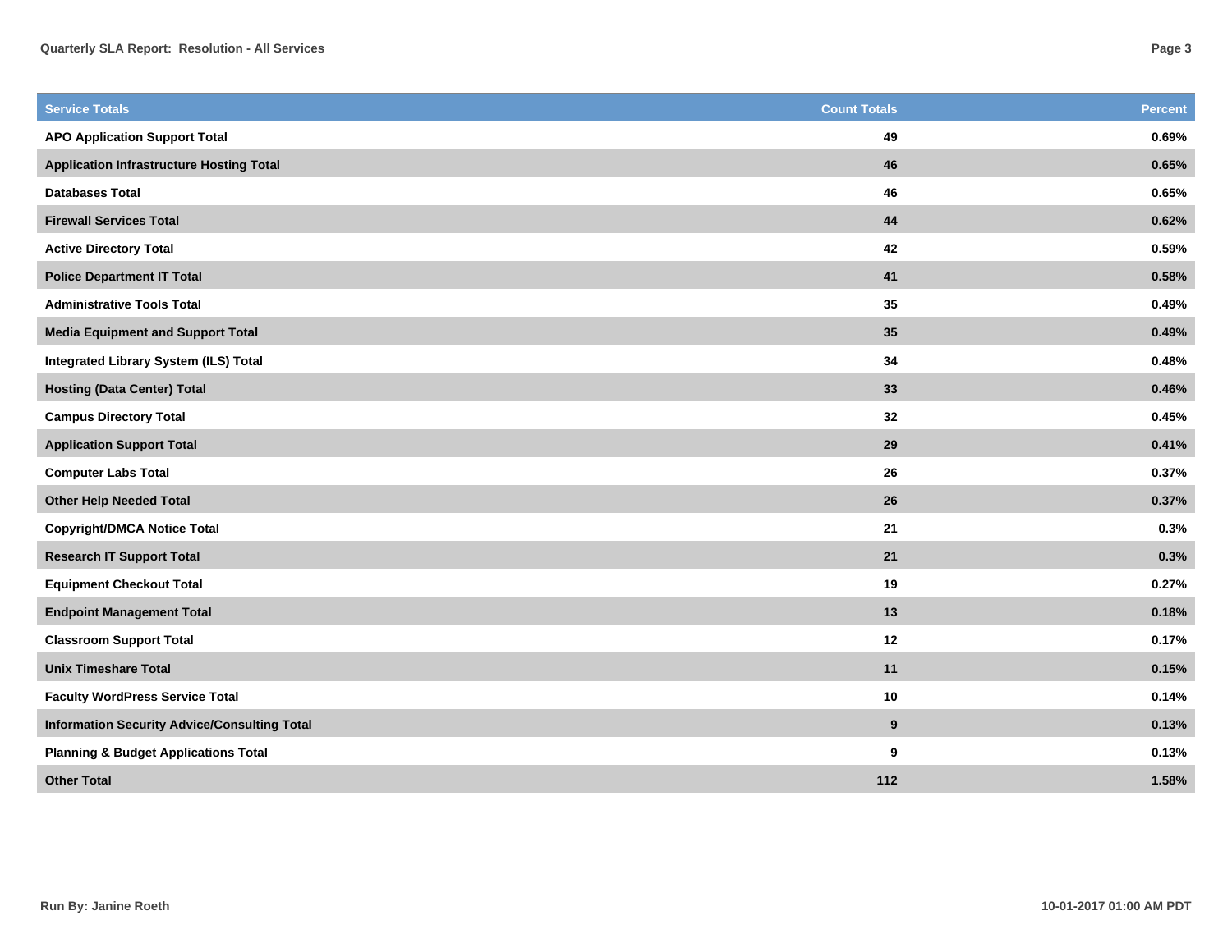| Service Totals | Count Totals | Percent |
| --- | --- | --- |
| **APO Application Support Total** | **49** | **0.69%** |
| **Application Infrastructure Hosting Total** | **46** | **0.65%** |
| **Databases Total** | **46** | **0.65%** |
| **Firewall Services Total** | **44** | **0.62%** |
| **Active Directory Total** | **42** | **0.59%** |
| **Police Department IT Total** | **41** | **0.58%** |
| **Administrative Tools Total** | **35** | **0.49%** |
| **Media Equipment and Support Total** | **35** | **0.49%** |
| **Integrated Library System (ILS) Total** | **34** | **0.48%** |
| **Hosting (Data Center) Total** | **33** | **0.46%** |
| **Campus Directory Total** | **32** | **0.45%** |
| **Application Support Total** | **29** | **0.41%** |
| **Computer Labs Total** | **26** | **0.37%** |
| **Other Help Needed Total** | **26** | **0.37%** |
| **Copyright/DMCA Notice Total** | **21** | **0.3%** |
| **Research IT Support Total** | **21** | **0.3%** |
| **Equipment Checkout Total** | **19** | **0.27%** |
| **Endpoint Management Total** | **13** | **0.18%** |
| **Classroom Support Total** | **12** | **0.17%** |
| **Unix Timeshare Total** | **11** | **0.15%** |
| **Faculty WordPress Service Total** | **10** | **0.14%** |
| **Information Security Advice/Consulting Total** | **9** | **0.13%** |
| **Planning & Budget Applications Total** | **9** | **0.13%** |
| **Other Total** | **112** | **1.58%** |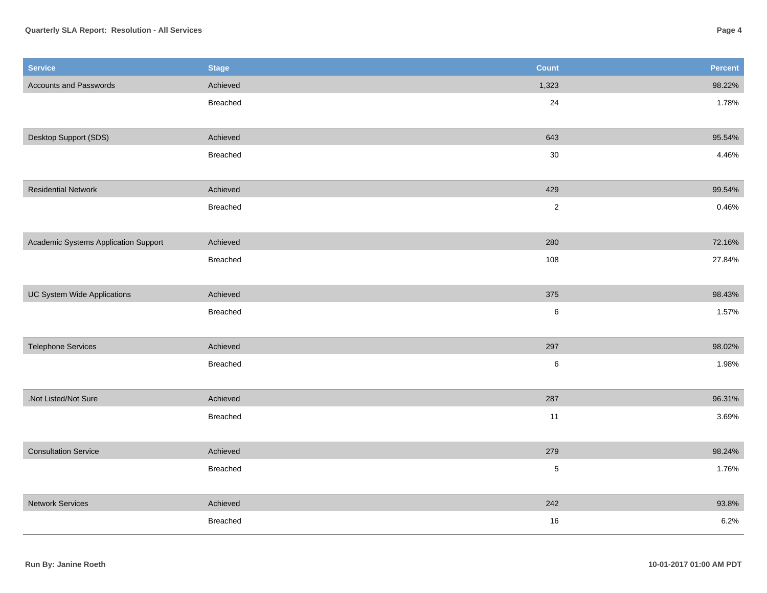| Service | Stage | Count | Percent |
| --- | --- | --- | --- |
| Accounts and Passwords | Achieved | 1,323 | 98.22% |
| | Breached | 24 | 1.78% |
| Desktop Support (SDS) | Achieved | 643 | 95.54% |
| | Breached | 30 | 4.46% |
| Residential Network | Achieved | 429 | 99.54% |
| | Breached | 2 | 0.46% |
| Academic Systems Application Support | Achieved | 280 | 72.16% |
| | Breached | 108 | 27.84% |
| UC System Wide Applications | Achieved | 375 | 98.43% |
| | Breached | 6 | 1.57% |
| Telephone Services | Achieved | 297 | 98.02% |
| | Breached | 6 | 1.98% |
| .Not Listed/Not Sure | Achieved | 287 | 96.31% |
| | Breached | 11 | 3.69% |
| Consultation Service | Achieved | 279 | 98.24% |
| | Breached | 5 | 1.76% |
| Network Services | Achieved | 242 | 93.8% |
| | Breached | 16 | 6.2% |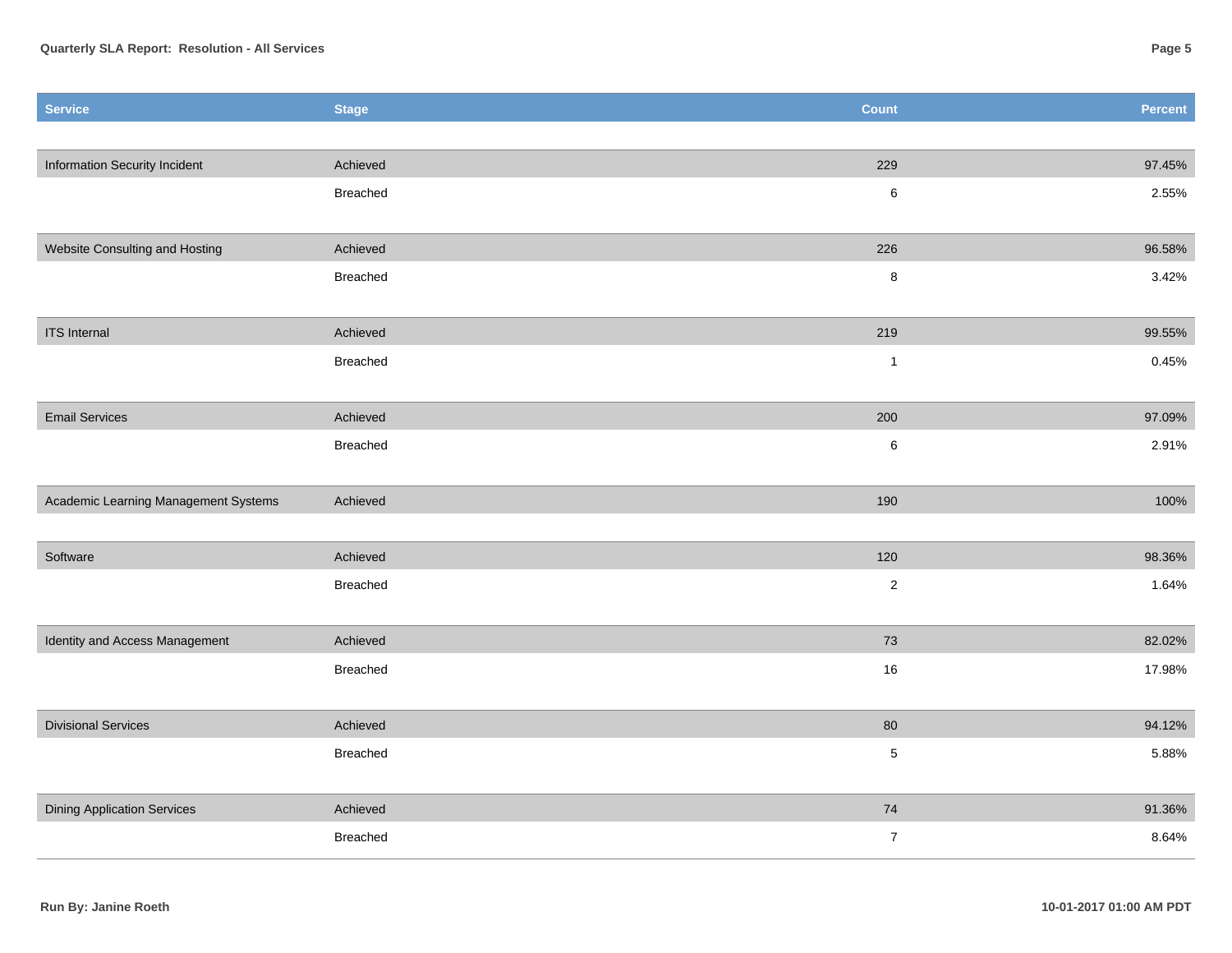| Service | Stage | Count | Percent |
| --- | --- | --- | --- |
| Information Security Incident | Achieved | 229 | 97.45% |
| | Breached | 6 | 2.55% |
| Website Consulting and Hosting | Achieved | 226 | 96.58% |
| | Breached | 8 | 3.42% |
| ITS Internal | Achieved | 219 | 99.55% |
| | Breached | 1 | 0.45% |
| Email Services | Achieved | 200 | 97.09% |
| | Breached | 6 | 2.91% |
| Academic Learning Management Systems | Achieved | 190 | 100% |
| Software | Achieved | 120 | 98.36% |
| | Breached | 2 | 1.64% |
| Identity and Access Management | Achieved | 73 | 82.02% |
| | Breached | 16 | 17.98% |
| Divisional Services | Achieved | 80 | 94.12% |
| | Breached | 5 | 5.88% |
| Dining Application Services | Achieved | 74 | 91.36% |
| | Breached | 7 | 8.64% |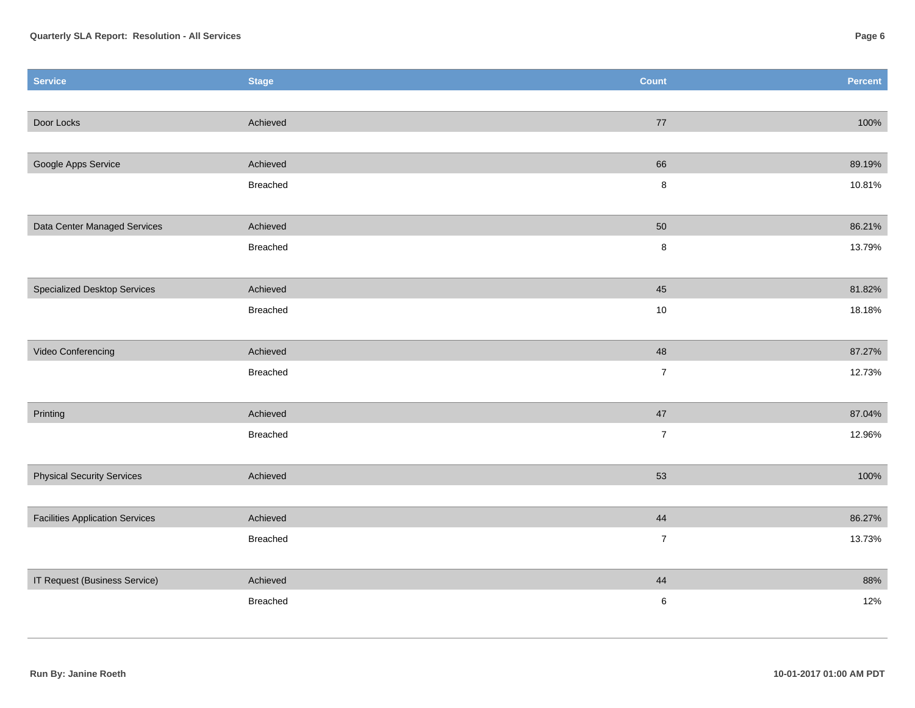| Service | Stage | Count | Percent |
|---|---|---|---|
| Door Locks | Achieved | 77 | 100% |
| Google Apps Service | Achieved | 66 | 89.19% |
| | Breached | 8 | 10.81% |
| Data Center Managed Services | Achieved | 50 | 86.21% |
| | Breached | 8 | 13.79% |
| Specialized Desktop Services | Achieved | 45 | 81.82% |
| | Breached | 10 | 18.18% |
| Video Conferencing | Achieved | 48 | 87.27% |
| | Breached | 7 | 12.73% |
| Printing | Achieved | 47 | 87.04% |
| | Breached | 7 | 12.96% |
| Physical Security Services | Achieved | 53 | 100% |
| Facilities Application Services | Achieved | 44 | 86.27% |
| | Breached | 7 | 13.73% |
| IT Request (Business Service) | Achieved | 44 | 88% |
| | Breached | 6 | 12% |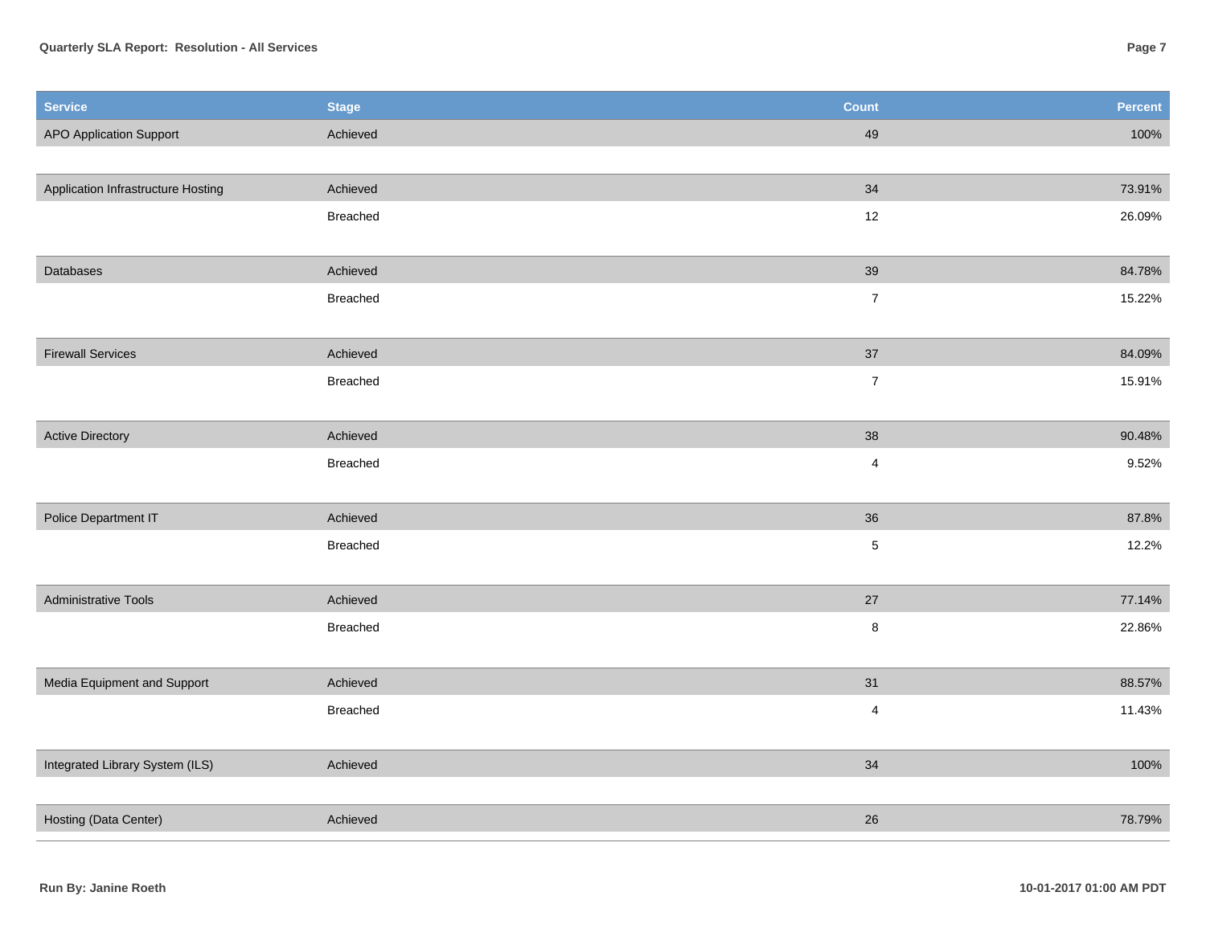| Service | Stage | Count | Percent |
| --- | --- | --- | --- |
| APO Application Support | Achieved | 49 | 100% |
| Application Infrastructure Hosting | Achieved | 34 | 73.91% |
| | Breached | 12 | 26.09% |
| Databases | Achieved | 39 | 84.78% |
| | Breached | 7 | 15.22% |
| Firewall Services | Achieved | 37 | 84.09% |
| | Breached | 7 | 15.91% |
| Active Directory | Achieved | 38 | 90.48% |
| | Breached | 4 | 9.52% |
| Police Department IT | Achieved | 36 | 87.8% |
| | Breached | 5 | 12.2% |
| Administrative Tools | Achieved | 27 | 77.14% |
| | Breached | 8 | 22.86% |
| Media Equipment and Support | Achieved | 31 | 88.57% |
| | Breached | 4 | 11.43% |
| Integrated Library System (ILS) | Achieved | 34 | 100% |
| Hosting (Data Center) | Achieved | 26 | 78.79% |

**Run By: Janine Roeth**

**10-01-2017 01:00 AM PDT**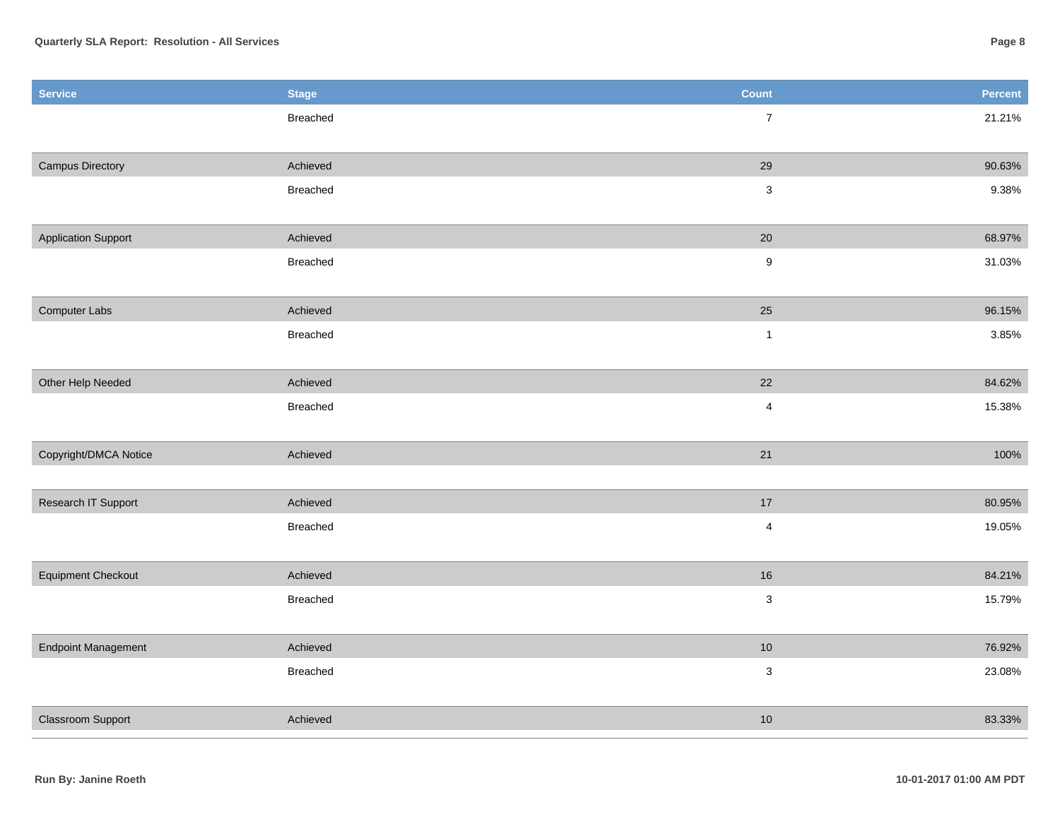| Service | Stage | Count | Percent |
| --- | --- | --- | --- |
| | Breached | 7 | 21.21% |
| Campus Directory | Achieved | 29 | 90.63% |
| | Breached | 3 | 9.38% |
| Application Support | Achieved | 20 | 68.97% |
| | Breached | 9 | 31.03% |
| Computer Labs | Achieved | 25 | 96.15% |
| | Breached | 1 | 3.85% |
| Other Help Needed | Achieved | 22 | 84.62% |
| | Breached | 4 | 15.38% |
| Copyright/DMCA Notice | Achieved | 21 | 100% |
| Research IT Support | Achieved | 17 | 80.95% |
| | Breached | 4 | 19.05% |
| Equipment Checkout | Achieved | 16 | 84.21% |
| | Breached | 3 | 15.79% |
| Endpoint Management | Achieved | 10 | 76.92% |
| | Breached | 3 | 23.08% |
| Classroom Support | Achieved | 10 | 83.33% |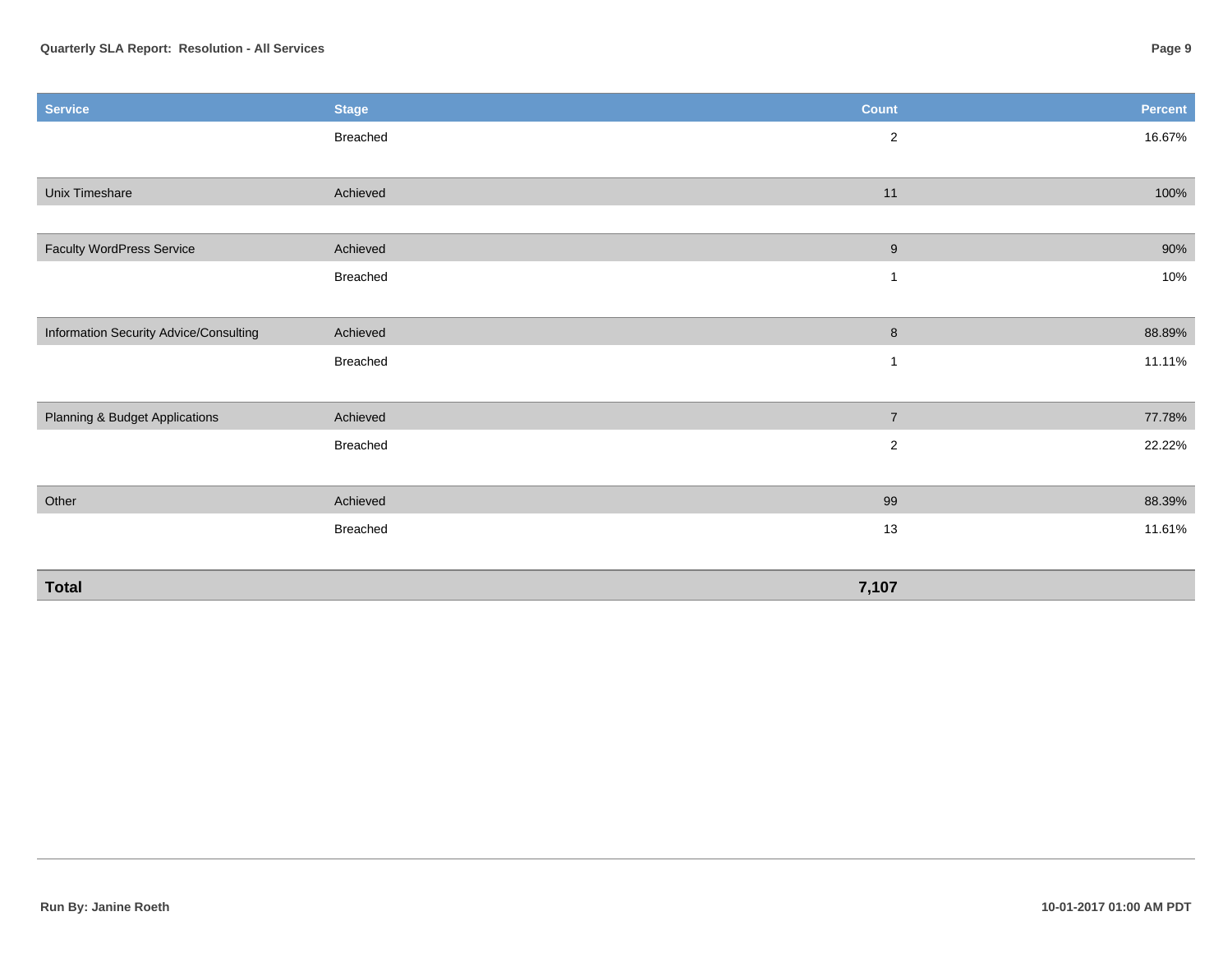| Service | Stage | Count | Percent |
| --- | --- | --- | --- |
| | Breached | 2 | 16.67% |
| Unix Timeshare | Achieved | 11 | 100% |
| Faculty WordPress Service | Achieved | 9 | 90% |
| | Breached | 1 | 10% |
| Information Security Advice/Consulting | Achieved | 8 | 88.89% |
| | Breached | 1 | 11.11% |
| Planning & Budget Applications | Achieved | 7 | 77.78% |
| | Breached | 2 | 22.22% |
| Other | Achieved | 99 | 88.39% |
| | Breached | 13 | 11.61% |
| **Total** | | **7,107** | |

**Run By: Janine Roeth**

**10-01-2017 01:00 AM PDT**